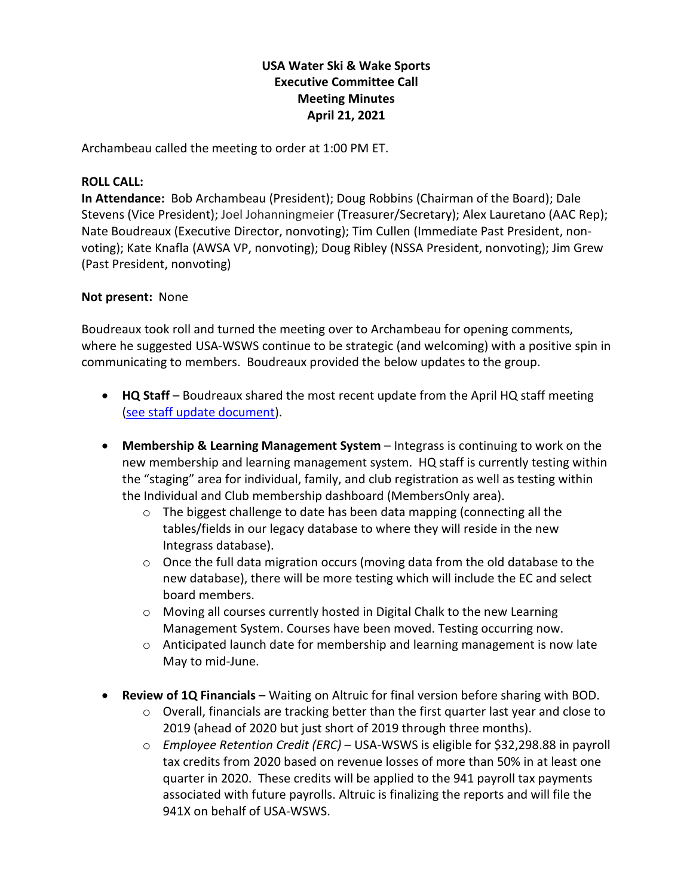**USA Water Ski & Wake Sports**
**Executive Committee Call**
**Meeting Minutes**
**April 21, 2021**

Archambeau called the meeting to order at 1:00 PM ET.

**ROLL CALL:**
**In Attendance:** Bob Archambeau (President); Doug Robbins (Chairman of the Board); Dale Stevens (Vice President); Joel Johanningmeier (Treasurer/Secretary); Alex Lauretano (AAC Rep); Nate Boudreaux (Executive Director, nonvoting); Tim Cullen (Immediate Past President, non-voting); Kate Knafla (AWSA VP, nonvoting); Doug Ribley (NSSA President, nonvoting); Jim Grew (Past President, nonvoting)

**Not present:** None

Boudreaux took roll and turned the meeting over to Archambeau for opening comments, where he suggested USA-WSWS continue to be strategic (and welcoming) with a positive spin in communicating to members. Boudreaux provided the below updates to the group.

- **HQ Staff** – Boudreaux shared the most recent update from the April HQ staff meeting (see staff update document).

- **Membership & Learning Management System** – Integrass is continuing to work on the new membership and learning management system. HQ staff is currently testing within the "staging" area for individual, family, and club registration as well as testing within the Individual and Club membership dashboard (MembersOnly area).
  - The biggest challenge to date has been data mapping (connecting all the tables/fields in our legacy database to where they will reside in the new Integrass database).
  - Once the full data migration occurs (moving data from the old database to the new database), there will be more testing which will include the EC and select board members.
  - Moving all courses currently hosted in Digital Chalk to the new Learning Management System. Courses have been moved. Testing occurring now.
  - Anticipated launch date for membership and learning management is now late May to mid-June.

- **Review of 1Q Financials** – Waiting on Altruic for final version before sharing with BOD.
  - Overall, financials are tracking better than the first quarter last year and close to 2019 (ahead of 2020 but just short of 2019 through three months).
  - *Employee Retention Credit (ERC)* – USA-WSWS is eligible for $32,298.88 in payroll tax credits from 2020 based on revenue losses of more than 50% in at least one quarter in 2020. These credits will be applied to the 941 payroll tax payments associated with future payrolls. Altruic is finalizing the reports and will file the 941X on behalf of USA-WSWS.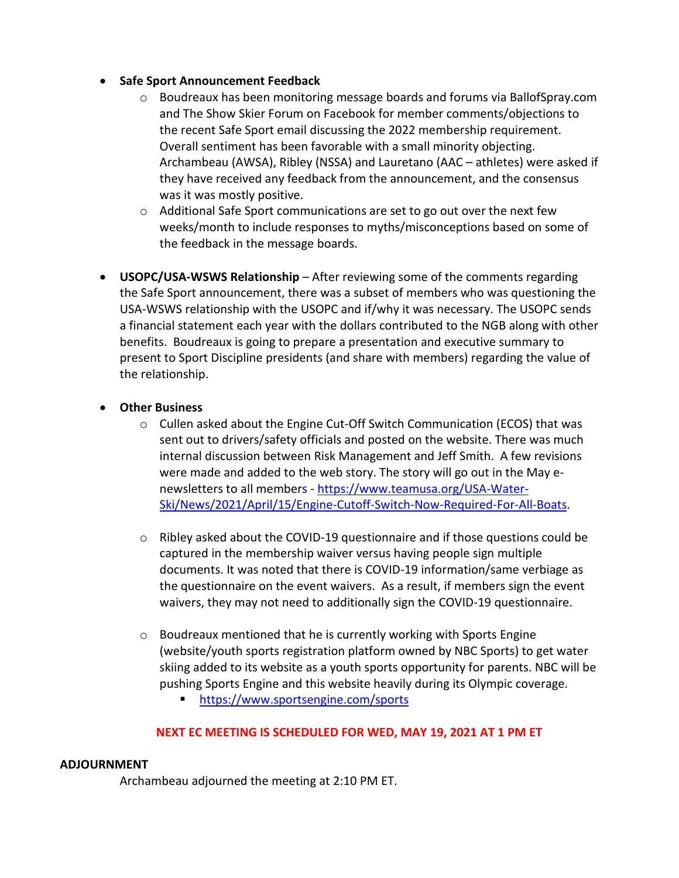- **Safe Sport Announcement Feedback**
  - Boudreaux has been monitoring message boards and forums via BallofSpray.com and The Show Skier Forum on Facebook for member comments/objections to the recent Safe Sport email discussing the 2022 membership requirement. Overall sentiment has been favorable with a small minority objecting. Archambeau (AWSA), Ribley (NSSA) and Lauretano (AAC – athletes) were asked if they have received any feedback from the announcement, and the consensus was it was mostly positive.
  - Additional Safe Sport communications are set to go out over the next few weeks/month to include responses to myths/misconceptions based on some of the feedback in the message boards.

- **USOPC/USA-WSWS Relationship** – After reviewing some of the comments regarding the Safe Sport announcement, there was a subset of members who was questioning the USA-WSWS relationship with the USOPC and if/why it was necessary. The USOPC sends a financial statement each year with the dollars contributed to the NGB along with other benefits. Boudreaux is going to prepare a presentation and executive summary to present to Sport Discipline presidents (and share with members) regarding the value of the relationship.

- **Other Business**
  - Cullen asked about the Engine Cut-Off Switch Communication (ECOS) that was sent out to drivers/safety officials and posted on the website. There was much internal discussion between Risk Management and Jeff Smith. A few revisions were made and added to the web story. The story will go out in the May e-newsletters to all members - https://www.teamusa.org/USA-Water-Ski/News/2021/April/15/Engine-Cutoff-Switch-Now-Required-For-All-Boats.
  - Ribley asked about the COVID-19 questionnaire and if those questions could be captured in the membership waiver versus having people sign multiple documents. It was noted that there is COVID-19 information/same verbiage as the questionnaire on the event waivers. As a result, if members sign the event waivers, they may not need to additionally sign the COVID-19 questionnaire.
  - Boudreaux mentioned that he is currently working with Sports Engine (website/youth sports registration platform owned by NBC Sports) to get water skiing added to its website as a youth sports opportunity for parents. NBC will be pushing Sports Engine and this website heavily during its Olympic coverage.
    - https://www.sportsengine.com/sports

**NEXT EC MEETING IS SCHEDULED FOR WED, MAY 19, 2021 AT 1 PM ET**

**ADJOURNMENT**

Archambeau adjourned the meeting at 2:10 PM ET.